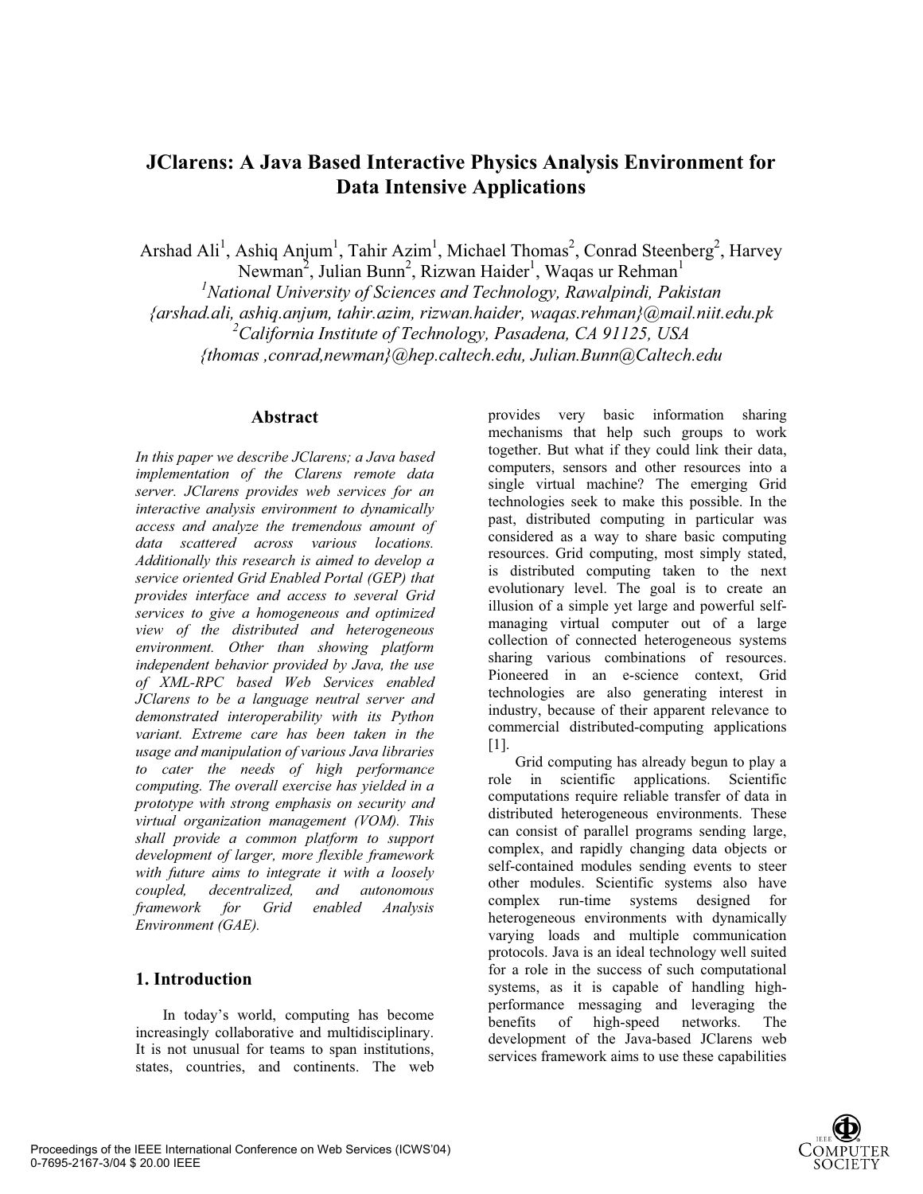# JClarens: A Java Based Interactive Physics Analysis Environment for Data Intensive Applications

Arshad Ali[1], Ashiq Anjum[1], Tahir Azim[1], Michael Thomas[2], Conrad Steenberg[2], Harvey Newman[2], Julian Bunn[2], Rizwan Haider[1], Waqas ur Rehman[1]

[1]*National University of Sciences and Technology, Rawalpindi, Pakistan*
*{arshad.ali, ashiq.anjum, tahir.azim, rizwan.haider, waqas.rehman}@mail.niit.edu.pk*
[2]*California Institute of Technology, Pasadena, CA 91125, USA*
*{thomas ,conrad,newman}@hep.caltech.edu, Julian.Bunn@Caltech.edu*

## Abstract

*In this paper we describe JClarens; a Java based implementation of the Clarens remote data server. JClarens provides web services for an interactive analysis environment to dynamically access and analyze the tremendous amount of data scattered across various locations. Additionally this research is aimed to develop a service oriented Grid Enabled Portal (GEP) that provides interface and access to several Grid services to give a homogeneous and optimized view of the distributed and heterogeneous environment. Other than showing platform independent behavior provided by Java, the use of XML-RPC based Web Services enabled JClarens to be a language neutral server and demonstrated interoperability with its Python variant. Extreme care has been taken in the usage and manipulation of various Java libraries to cater the needs of high performance computing. The overall exercise has yielded in a prototype with strong emphasis on security and virtual organization management (VOM). This shall provide a common platform to support development of larger, more flexible framework with future aims to integrate it with a loosely coupled, decentralized, and autonomous framework for Grid enabled Analysis Environment (GAE).*

## 1. Introduction

In today's world, computing has become increasingly collaborative and multidisciplinary. It is not unusual for teams to span institutions, states, countries, and continents. The web provides very basic information sharing mechanisms that help such groups to work together. But what if they could link their data, computers, sensors and other resources into a single virtual machine? The emerging Grid technologies seek to make this possible. In the past, distributed computing in particular was considered as a way to share basic computing resources. Grid computing, most simply stated, is distributed computing taken to the next evolutionary level. The goal is to create an illusion of a simple yet large and powerful self-managing virtual computer out of a large collection of connected heterogeneous systems sharing various combinations of resources. Pioneered in an e-science context, Grid technologies are also generating interest in industry, because of their apparent relevance to commercial distributed-computing applications [1].

Grid computing has already begun to play a role in scientific applications. Scientific computations require reliable transfer of data in distributed heterogeneous environments. These can consist of parallel programs sending large, complex, and rapidly changing data objects or self-contained modules sending events to steer other modules. Scientific systems also have complex run-time systems designed for heterogeneous environments with dynamically varying loads and multiple communication protocols. Java is an ideal technology well suited for a role in the success of such computational systems, as it is capable of handling high-performance messaging and leveraging the benefits of high-speed networks. The development of the Java-based JClarens web services framework aims to use these capabilities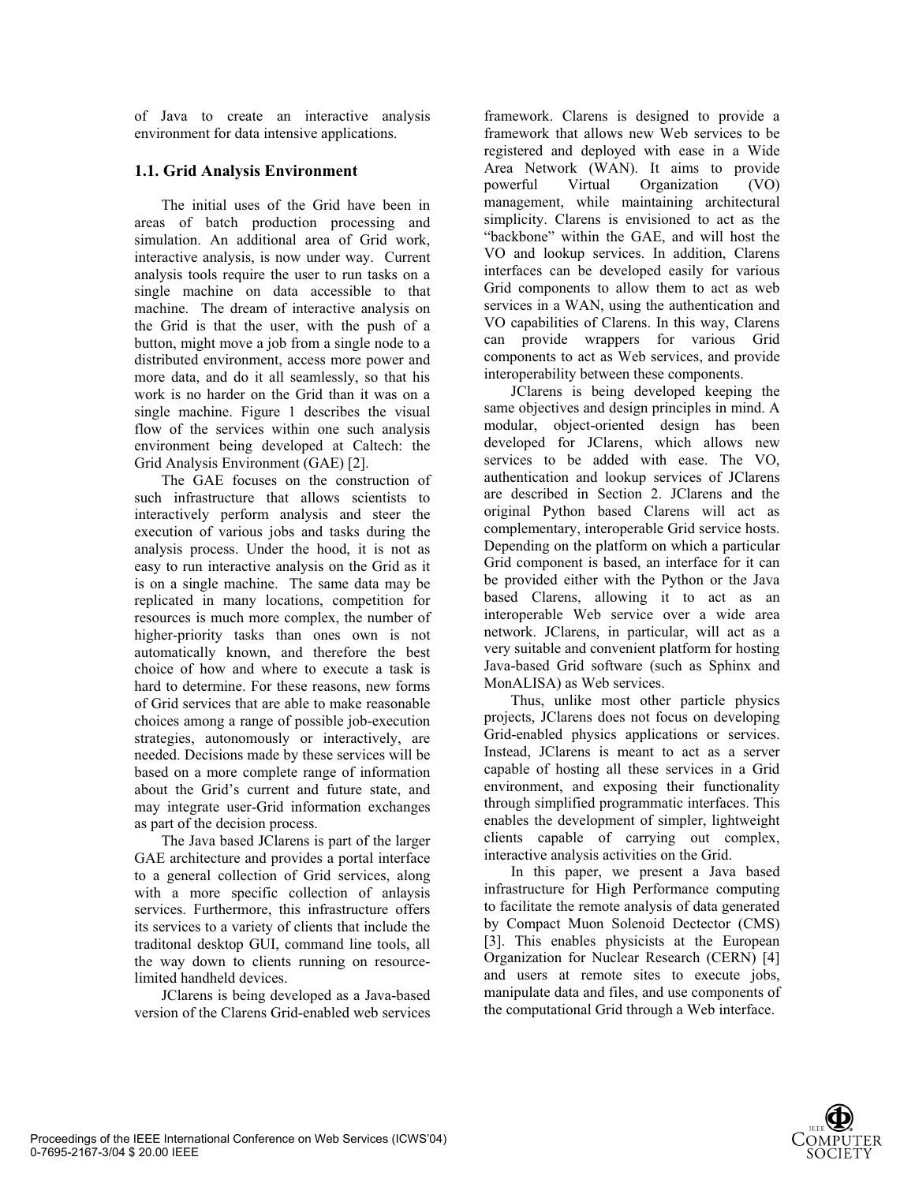of Java to create an interactive analysis environment for data intensive applications.

### 1.1. Grid Analysis Environment

The initial uses of the Grid have been in areas of batch production processing and simulation. An additional area of Grid work, interactive analysis, is now under way. Current analysis tools require the user to run tasks on a single machine on data accessible to that machine. The dream of interactive analysis on the Grid is that the user, with the push of a button, might move a job from a single node to a distributed environment, access more power and more data, and do it all seamlessly, so that his work is no harder on the Grid than it was on a single machine. Figure 1 describes the visual flow of the services within one such analysis environment being developed at Caltech: the Grid Analysis Environment (GAE) [2].

The GAE focuses on the construction of such infrastructure that allows scientists to interactively perform analysis and steer the execution of various jobs and tasks during the analysis process. Under the hood, it is not as easy to run interactive analysis on the Grid as it is on a single machine. The same data may be replicated in many locations, competition for resources is much more complex, the number of higher-priority tasks than ones own is not automatically known, and therefore the best choice of how and where to execute a task is hard to determine. For these reasons, new forms of Grid services that are able to make reasonable choices among a range of possible job-execution strategies, autonomously or interactively, are needed. Decisions made by these services will be based on a more complete range of information about the Grid's current and future state, and may integrate user-Grid information exchanges as part of the decision process.

The Java based JClarens is part of the larger GAE architecture and provides a portal interface to a general collection of Grid services, along with a more specific collection of anlaysis services. Furthermore, this infrastructure offers its services to a variety of clients that include the traditonal desktop GUI, command line tools, all the way down to clients running on resource-limited handheld devices.

JClarens is being developed as a Java-based version of the Clarens Grid-enabled web services framework. Clarens is designed to provide a framework that allows new Web services to be registered and deployed with ease in a Wide Area Network (WAN). It aims to provide powerful Virtual Organization (VO) management, while maintaining architectural simplicity. Clarens is envisioned to act as the "backbone" within the GAE, and will host the VO and lookup services. In addition, Clarens interfaces can be developed easily for various Grid components to allow them to act as web services in a WAN, using the authentication and VO capabilities of Clarens. In this way, Clarens can provide wrappers for various Grid components to act as Web services, and provide interoperability between these components.

JClarens is being developed keeping the same objectives and design principles in mind. A modular, object-oriented design has been developed for JClarens, which allows new services to be added with ease. The VO, authentication and lookup services of JClarens are described in Section 2. JClarens and the original Python based Clarens will act as complementary, interoperable Grid service hosts. Depending on the platform on which a particular Grid component is based, an interface for it can be provided either with the Python or the Java based Clarens, allowing it to act as an interoperable Web service over a wide area network. JClarens, in particular, will act as a very suitable and convenient platform for hosting Java-based Grid software (such as Sphinx and MonALISA) as Web services.

Thus, unlike most other particle physics projects, JClarens does not focus on developing Grid-enabled physics applications or services. Instead, JClarens is meant to act as a server capable of hosting all these services in a Grid environment, and exposing their functionality through simplified programmatic interfaces. This enables the development of simpler, lightweight clients capable of carrying out complex, interactive analysis activities on the Grid.

In this paper, we present a Java based infrastructure for High Performance computing to facilitate the remote analysis of data generated by Compact Muon Solenoid Dectector (CMS) [3]. This enables physicists at the European Organization for Nuclear Research (CERN) [4] and users at remote sites to execute jobs, manipulate data and files, and use components of the computational Grid through a Web interface.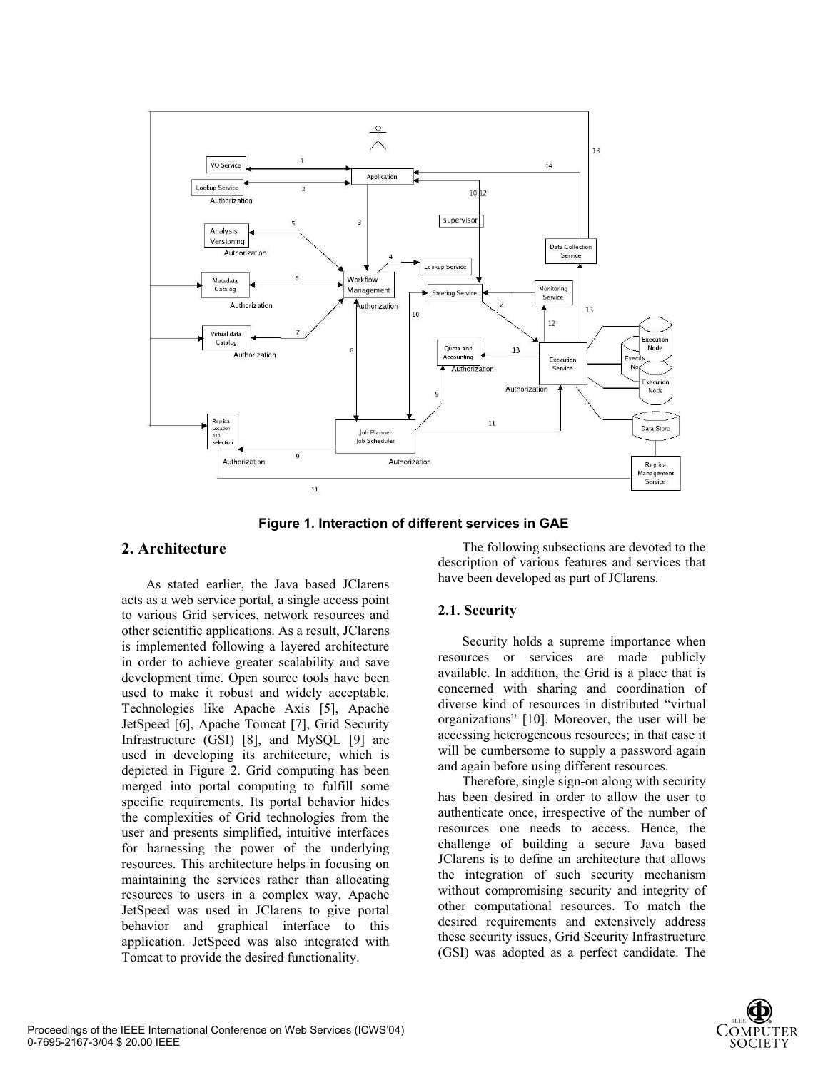Figure 1. Interaction of different services in GAE

## 2. Architecture

As stated earlier, the Java based JClarens acts as a web service portal, a single access point to various Grid services, network resources and other scientific applications. As a result, JClarens is implemented following a layered architecture in order to achieve greater scalability and save development time. Open source tools have been used to make it robust and widely acceptable. Technologies like Apache Axis [5], Apache JetSpeed [6], Apache Tomcat [7], Grid Security Infrastructure (GSI) [8], and MySQL [9] are used in developing its architecture, which is depicted in Figure 2. Grid computing has been merged into portal computing to fulfill some specific requirements. Its portal behavior hides the complexities of Grid technologies from the user and presents simplified, intuitive interfaces for harnessing the power of the underlying resources. This architecture helps in focusing on maintaining the services rather than allocating resources to users in a complex way. Apache JetSpeed was used in JClarens to give portal behavior and graphical interface to this application. JetSpeed was also integrated with Tomcat to provide the desired functionality.

The following subsections are devoted to the description of various features and services that have been developed as part of JClarens.

### 2.1. Security

Security holds a supreme importance when resources or services are made publicly available. In addition, the Grid is a place that is concerned with sharing and coordination of diverse kind of resources in distributed "virtual organizations" [10]. Moreover, the user will be accessing heterogeneous resources; in that case it will be cumbersome to supply a password again and again before using different resources.

Therefore, single sign-on along with security has been desired in order to allow the user to authenticate once, irrespective of the number of resources one needs to access. Hence, the challenge of building a secure Java based JClarens is to define an architecture that allows the integration of such security mechanism without compromising security and integrity of other computational resources. To match the desired requirements and extensively address these security issues, Grid Security Infrastructure (GSI) was adopted as a perfect candidate. The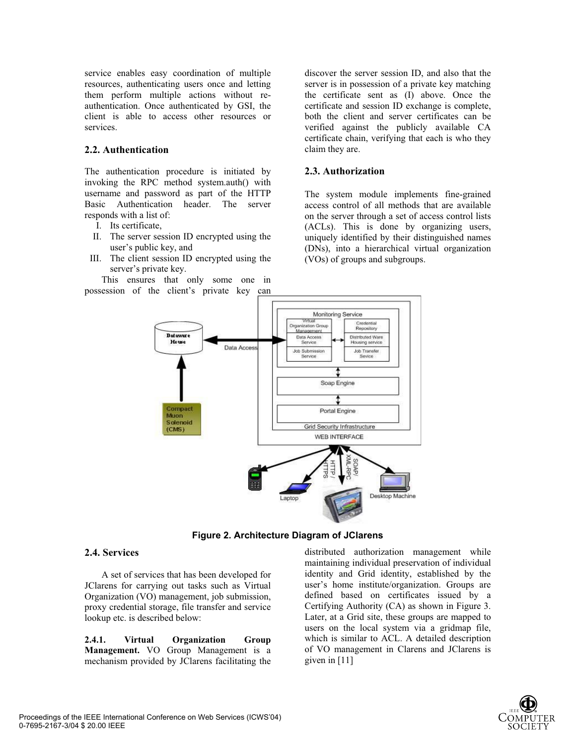service enables easy coordination of multiple resources, authenticating users once and letting them perform multiple actions without re-authentication. Once authenticated by GSI, the client is able to access other resources or services.

### 2.2. Authentication

The authentication procedure is initiated by invoking the RPC method system.auth() with username and password as part of the HTTP Basic Authentication header. The server responds with a list of:

I. Its certificate,
II. The server session ID encrypted using the user's public key, and
III. The client session ID encrypted using the server's private key.

This ensures that only some one in possession of the client's private key can discover the server session ID, and also that the server is in possession of a private key matching the certificate sent as (I) above. Once the certificate and session ID exchange is complete, both the client and server certificates can be verified against the publicly available CA certificate chain, verifying that each is who they claim they are.

### 2.3. Authorization

The system module implements fine-grained access control of all methods that are available on the server through a set of access control lists (ACLs). This is done by organizing users, uniquely identified by their distinguished names (DNs), into a hierarchical virtual organization (VOs) of groups and subgroups.

**Figure 2. Architecture Diagram of JClarens**

### 2.4. Services

A set of services that has been developed for JClarens for carrying out tasks such as Virtual Organization (VO) management, job submission, proxy credential storage, file transfer and service lookup etc. is described below:

**2.4.1. Virtual Organization Group Management.** VO Group Management is a mechanism provided by JClarens facilitating the distributed authorization management while maintaining individual preservation of individual identity and Grid identity, established by the user's home institute/organization. Groups are defined based on certificates issued by a Certifying Authority (CA) as shown in Figure 3. Later, at a Grid site, these groups are mapped to users on the local system via a gridmap file, which is similar to ACL. A detailed description of VO management in Clarens and JClarens is given in [11]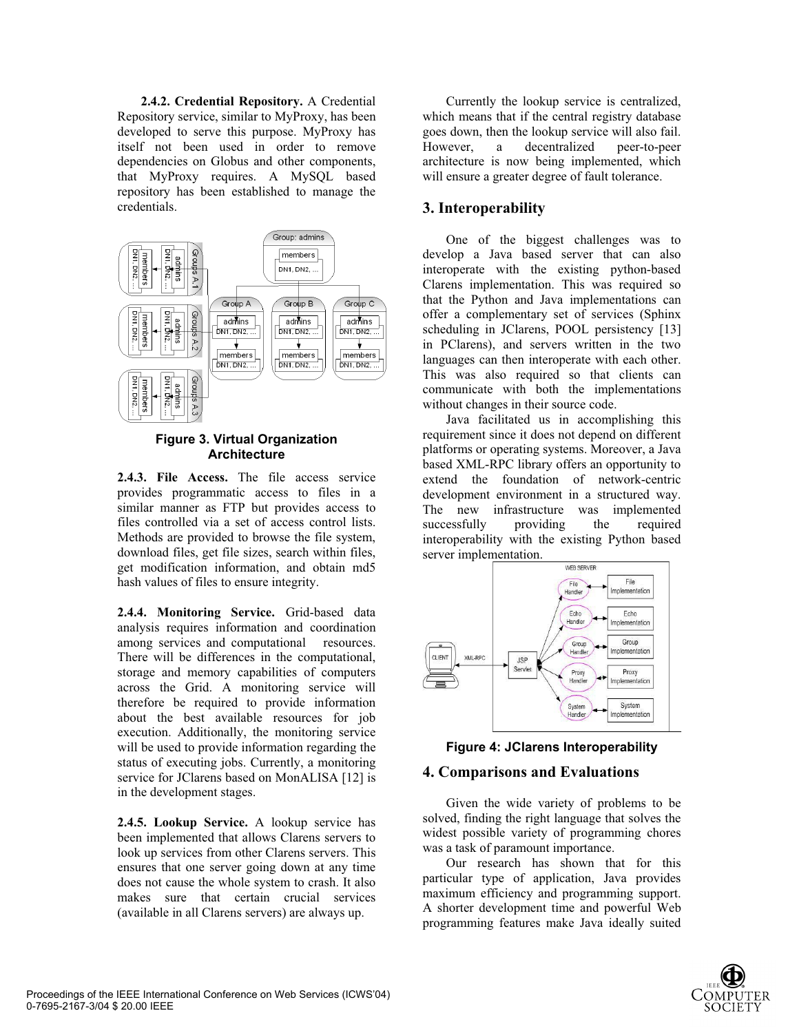**2.4.2. Credential Repository.** A Credential Repository service, similar to MyProxy, has been developed to serve this purpose. MyProxy has itself not been used in order to remove dependencies on Globus and other components, that MyProxy requires. A MySQL based repository has been established to manage the credentials.

**Figure 3. Virtual Organization Architecture**

**2.4.3. File Access.** The file access service provides programmatic access to files in a similar manner as FTP but provides access to files controlled via a set of access control lists. Methods are provided to browse the file system, download files, get file sizes, search within files, get modification information, and obtain md5 hash values of files to ensure integrity.

**2.4.4. Monitoring Service.** Grid-based data analysis requires information and coordination among services and computational resources. There will be differences in the computational, storage and memory capabilities of computers across the Grid. A monitoring service will therefore be required to provide information about the best available resources for job execution. Additionally, the monitoring service will be used to provide information regarding the status of executing jobs. Currently, a monitoring service for JClarens based on MonALISA [12] is in the development stages.

**2.4.5. Lookup Service.** A lookup service has been implemented that allows Clarens servers to look up services from other Clarens servers. This ensures that one server going down at any time does not cause the whole system to crash. It also makes sure that certain crucial services (available in all Clarens servers) are always up.

Currently the lookup service is centralized, which means that if the central registry database goes down, then the lookup service will also fail. However, a decentralized peer-to-peer architecture is now being implemented, which will ensure a greater degree of fault tolerance.

## 3. Interoperability

One of the biggest challenges was to develop a Java based server that can also interoperate with the existing python-based Clarens implementation. This was required so that the Python and Java implementations can offer a complementary set of services (Sphinx scheduling in JClarens, POOL persistency [13] in PClarens), and servers written in the two languages can then interoperate with each other. This was also required so that clients can communicate with both the implementations without changes in their source code.

Java facilitated us in accomplishing this requirement since it does not depend on different platforms or operating systems. Moreover, a Java based XML-RPC library offers an opportunity to extend the foundation of network-centric development environment in a structured way. The new infrastructure was implemented successfully providing the required interoperability with the existing Python based server implementation.

**Figure 4: JClarens Interoperability**

## 4. Comparisons and Evaluations

Given the wide variety of problems to be solved, finding the right language that solves the widest possible variety of programming chores was a task of paramount importance.

Our research has shown that for this particular type of application, Java provides maximum efficiency and programming support. A shorter development time and powerful Web programming features make Java ideally suited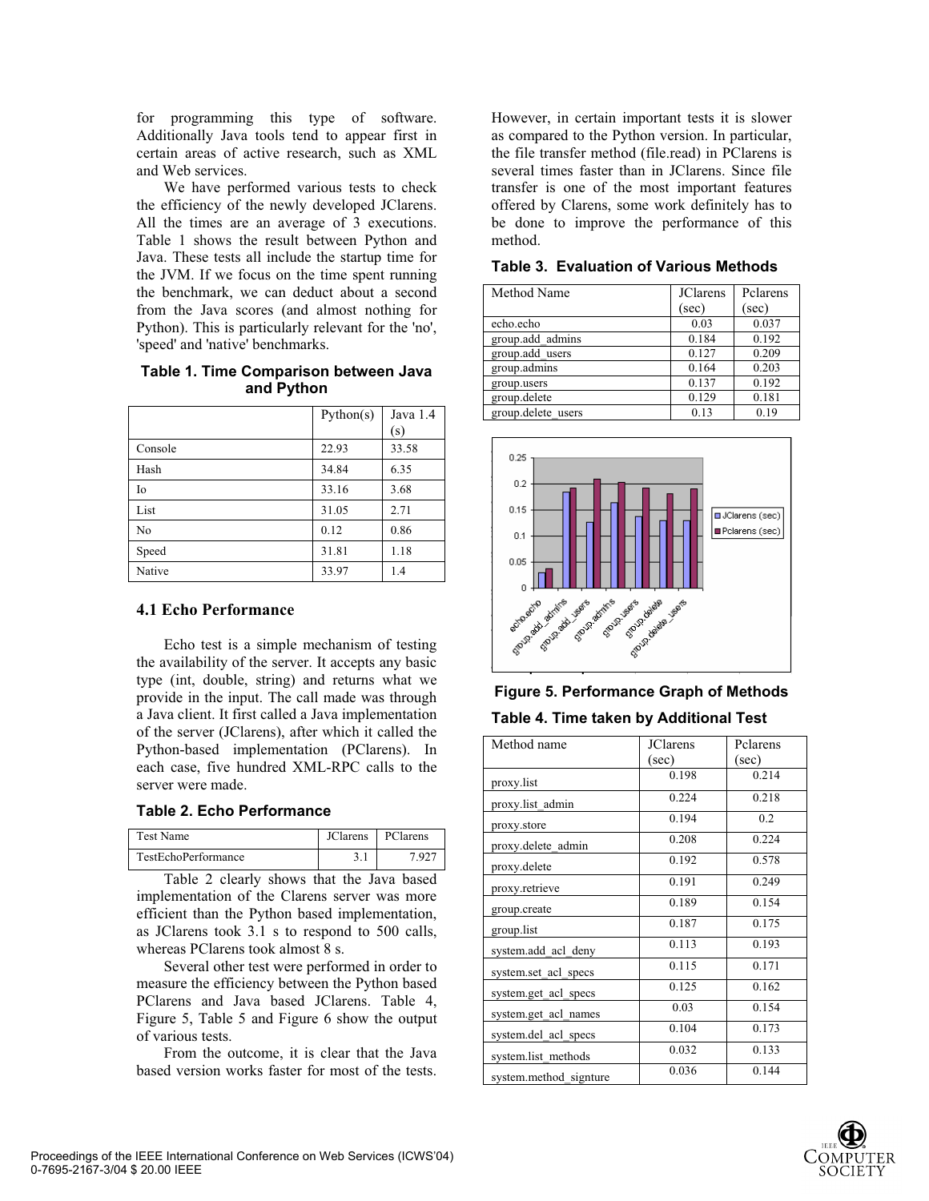for programming this type of software. Additionally Java tools tend to appear first in certain areas of active research, such as XML and Web services.

We have performed various tests to check the efficiency of the newly developed JClarens. All the times are an average of 3 executions. Table 1 shows the result between Python and Java. These tests all include the startup time for the JVM. If we focus on the time spent running the benchmark, we can deduct about a second from the Java scores (and almost nothing for Python). This is particularly relevant for the 'no', 'speed' and 'native' benchmarks.

**Table 1. Time Comparison between Java and Python**

| | Python(s) | Java 1.4 (s) |
|---|---|---|
| Console | 22.93 | 33.58 |
| Hash | 34.84 | 6.35 |
| Io | 33.16 | 3.68 |
| List | 31.05 | 2.71 |
| No | 0.12 | 0.86 |
| Speed | 31.81 | 1.18 |
| Native | 33.97 | 1.4 |

### 4.1 Echo Performance

Echo test is a simple mechanism of testing the availability of the server. It accepts any basic type (int, double, string) and returns what we provide in the input. The call made was through a Java client. It first called a Java implementation of the server (JClarens), after which it called the Python-based implementation (PClarens). In each case, five hundred XML-RPC calls to the server were made.

**Table 2. Echo Performance**

| Test Name | JClarens | PClarens |
|---|---|---|
| TestEchoPerformance | 3.1 | 7.927 |

Table 2 clearly shows that the Java based implementation of the Clarens server was more efficient than the Python based implementation, as JClarens took 3.1 s to respond to 500 calls, whereas PClarens took almost 8 s.

Several other test were performed in order to measure the efficiency between the Python based PClarens and Java based JClarens. Table 4, Figure 5, Table 5 and Figure 6 show the output of various tests.

From the outcome, it is clear that the Java based version works faster for most of the tests. However, in certain important tests it is slower as compared to the Python version. In particular, the file transfer method (file.read) in PClarens is several times faster than in JClarens. Since file transfer is one of the most important features offered by Clarens, some work definitely has to be done to improve the performance of this method.

**Table 3. Evaluation of Various Methods**

| Method Name | JClarens (sec) | Pclarens (sec) |
|---|---|---|
| echo.echo | 0.03 | 0.037 |
| group.add_admins | 0.184 | 0.192 |
| group.add_users | 0.127 | 0.209 |
| group.admins | 0.164 | 0.203 |
| group.users | 0.137 | 0.192 |
| group.delete | 0.129 | 0.181 |
| group.delete_users | 0.13 | 0.19 |

**Figure 5. Performance Graph of Methods**

**Table 4. Time taken by Additional Test**

| Method name | JClarens (sec) | Pclarens (sec) |
|---|---|---|
| proxy.list | 0.198 | 0.214 |
| proxy.list_admin | 0.224 | 0.218 |
| proxy.store | 0.194 | 0.2 |
| proxy.delete_admin | 0.208 | 0.224 |
| proxy.delete | 0.192 | 0.578 |
| proxy.retrieve | 0.191 | 0.249 |
| group.create | 0.189 | 0.154 |
| group.list | 0.187 | 0.175 |
| system.add_acl_deny | 0.113 | 0.193 |
| system.set_acl_specs | 0.115 | 0.171 |
| system.get_acl_specs | 0.125 | 0.162 |
| system.get_acl_names | 0.03 | 0.154 |
| system.del_acl_specs | 0.104 | 0.173 |
| system.list_methods | 0.032 | 0.133 |
| system.method_signture | 0.036 | 0.144 |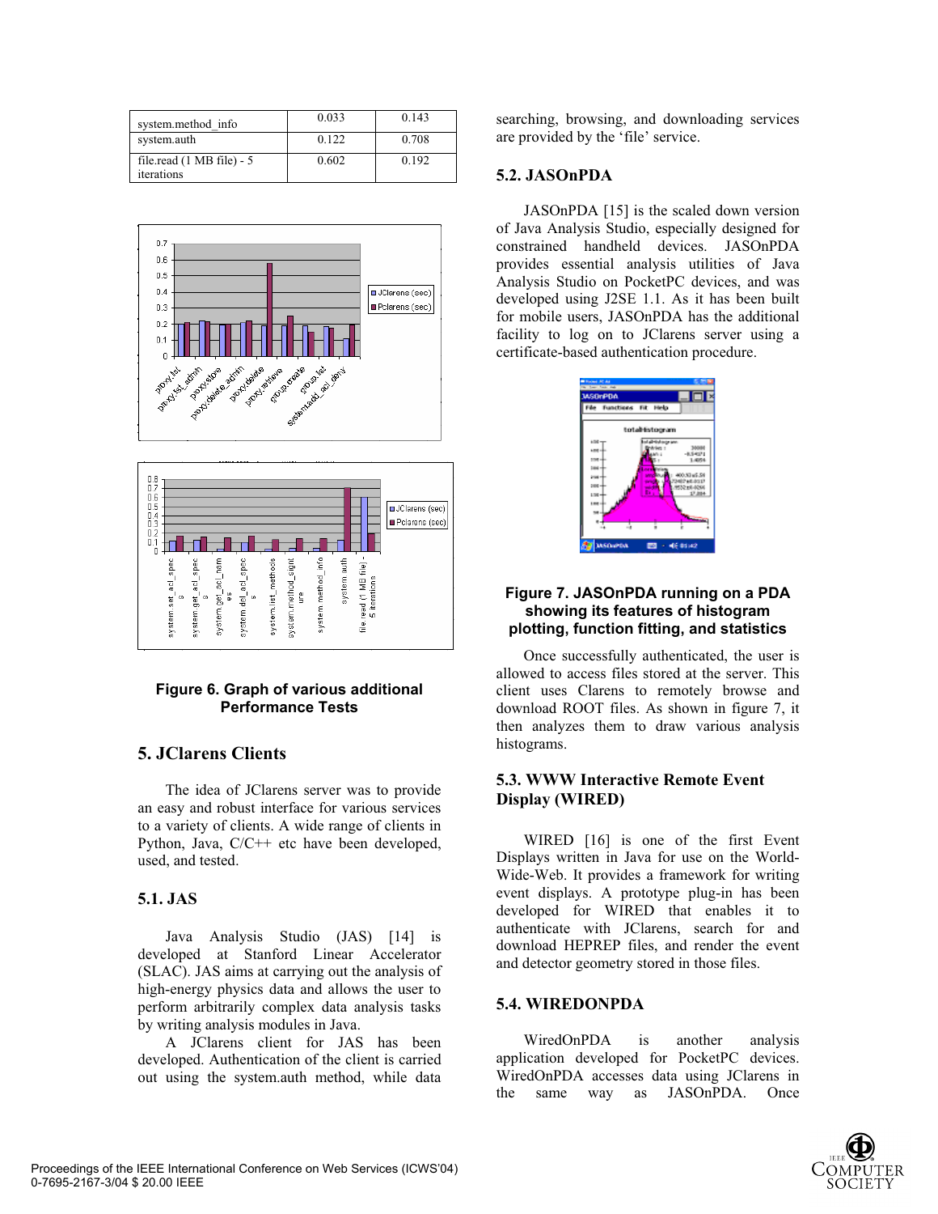| | | |
|---|---|---|
| system.method_info | 0.033 | 0.143 |
| system.auth | 0.122 | 0.708 |
| file.read (1 MB file) - 5 iterations | 0.602 | 0.192 |

**Figure 6. Graph of various additional Performance Tests**

## 5. JClarens Clients

The idea of JClarens server was to provide an easy and robust interface for various services to a variety of clients. A wide range of clients in Python, Java, C/C++ etc have been developed, used, and tested.

### 5.1. JAS

Java Analysis Studio (JAS) [14] is developed at Stanford Linear Accelerator (SLAC). JAS aims at carrying out the analysis of high-energy physics data and allows the user to perform arbitrarily complex data analysis tasks by writing analysis modules in Java.

A JClarens client for JAS has been developed. Authentication of the client is carried out using the system.auth method, while data searching, browsing, and downloading services are provided by the 'file' service.

### 5.2. JASOnPDA

JASOnPDA [15] is the scaled down version of Java Analysis Studio, especially designed for constrained handheld devices. JASOnPDA provides essential analysis utilities of Java Analysis Studio on PocketPC devices, and was developed using J2SE 1.1. As it has been built for mobile users, JASOnPDA has the additional facility to log on to JClarens server using a certificate-based authentication procedure.

**Figure 7. JASOnPDA running on a PDA showing its features of histogram plotting, function fitting, and statistics**

Once successfully authenticated, the user is allowed to access files stored at the server. This client uses Clarens to remotely browse and download ROOT files. As shown in figure 7, it then analyzes them to draw various analysis histograms.

### 5.3. WWW Interactive Remote Event Display (WIRED)

WIRED [16] is one of the first Event Displays written in Java for use on the World-Wide-Web. It provides a framework for writing event displays. A prototype plug-in has been developed for WIRED that enables it to authenticate with JClarens, search for and download HEPREP files, and render the event and detector geometry stored in those files.

### 5.4. WIREDONPDA

WiredOnPDA is another analysis application developed for PocketPC devices. WiredOnPDA accesses data using JClarens in the same way as JASOnPDA. Once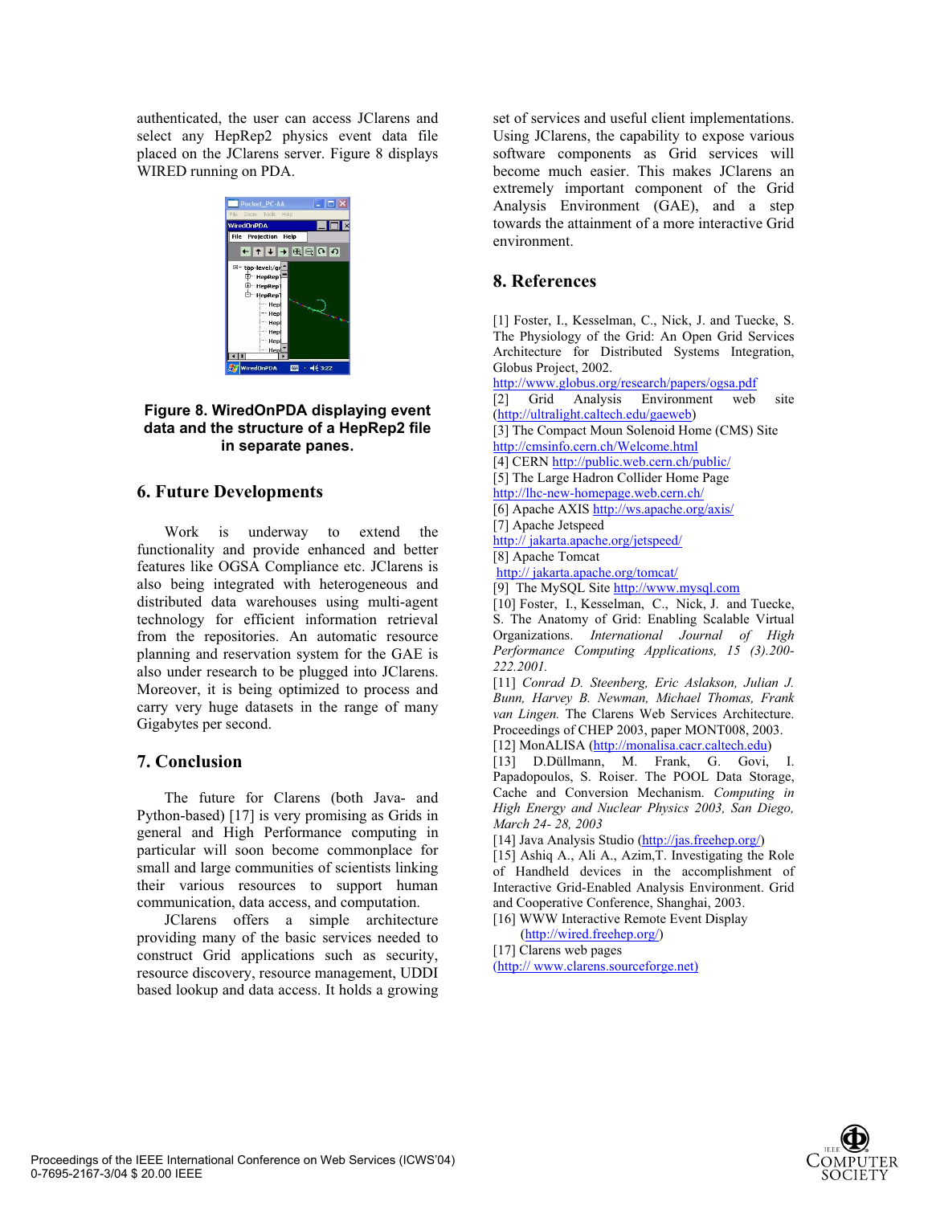authenticated, the user can access JClarens and select any HepRep2 physics event data file placed on the JClarens server. Figure 8 displays WIRED running on PDA.

**Figure 8. WiredOnPDA displaying event data and the structure of a HepRep2 file in separate panes.**

## 6. Future Developments

Work is underway to extend the functionality and provide enhanced and better features like OGSA Compliance etc. JClarens is also being integrated with heterogeneous and distributed data warehouses using multi-agent technology for efficient information retrieval from the repositories. An automatic resource planning and reservation system for the GAE is also under research to be plugged into JClarens. Moreover, it is being optimized to process and carry very huge datasets in the range of many Gigabytes per second.

## 7. Conclusion

The future for Clarens (both Java- and Python-based) [17] is very promising as Grids in general and High Performance computing in particular will soon become commonplace for small and large communities of scientists linking their various resources to support human communication, data access, and computation.

JClarens offers a simple architecture providing many of the basic services needed to construct Grid applications such as security, resource discovery, resource management, UDDI based lookup and data access. It holds a growing set of services and useful client implementations. Using JClarens, the capability to expose various software components as Grid services will become much easier. This makes JClarens an extremely important component of the Grid Analysis Environment (GAE), and a step towards the attainment of a more interactive Grid environment.

## 8. References

[1] Foster, I., Kesselman, C., Nick, J. and Tuecke, S. The Physiology of the Grid: An Open Grid Services Architecture for Distributed Systems Integration, Globus Project, 2002. http://www.globus.org/research/papers/ogsa.pdf

[2] Grid Analysis Environment web site (http://ultralight.caltech.edu/gaeweb)

[3] The Compact Moun Solenoid Home (CMS) Site http://cmsinfo.cern.ch/Welcome.html

[4] CERN http://public.web.cern.ch/public/

[5] The Large Hadron Collider Home Page http://lhc-new-homepage.web.cern.ch/

[6] Apache AXIS http://ws.apache.org/axis/

[7] Apache Jetspeed http:// jakarta.apache.org/jetspeed/

[8] Apache Tomcat http:// jakarta.apache.org/tomcat/

[9] The MySQL Site http://www.mysql.com

[10] Foster, I., Kesselman, C., Nick, J. and Tuecke, S. The Anatomy of Grid: Enabling Scalable Virtual Organizations. *International Journal of High Performance Computing Applications, 15 (3).200-222.2001.*

[11] *Conrad D. Steenberg, Eric Aslakson, Julian J. Bunn, Harvey B. Newman, Michael Thomas, Frank van Lingen.* The Clarens Web Services Architecture. Proceedings of CHEP 2003, paper MONT008, 2003.

[12] MonALISA (http://monalisa.cacr.caltech.edu)

[13] D.Düllmann, M. Frank, G. Govi, I. Papadopoulos, S. Roiser. The POOL Data Storage, Cache and Conversion Mechanism. *Computing in High Energy and Nuclear Physics 2003, San Diego, March 24- 28, 2003*

[14] Java Analysis Studio (http://jas.freehep.org/)

[15] Ashiq A., Ali A., Azim,T. Investigating the Role of Handheld devices in the accomplishment of Interactive Grid-Enabled Analysis Environment. Grid and Cooperative Computing Conference, Shanghai, 2003.

[16] WWW Interactive Remote Event Display (http://wired.freehep.org/)

[17] Clarens web pages (http:// www.clarens.sourceforge.net)